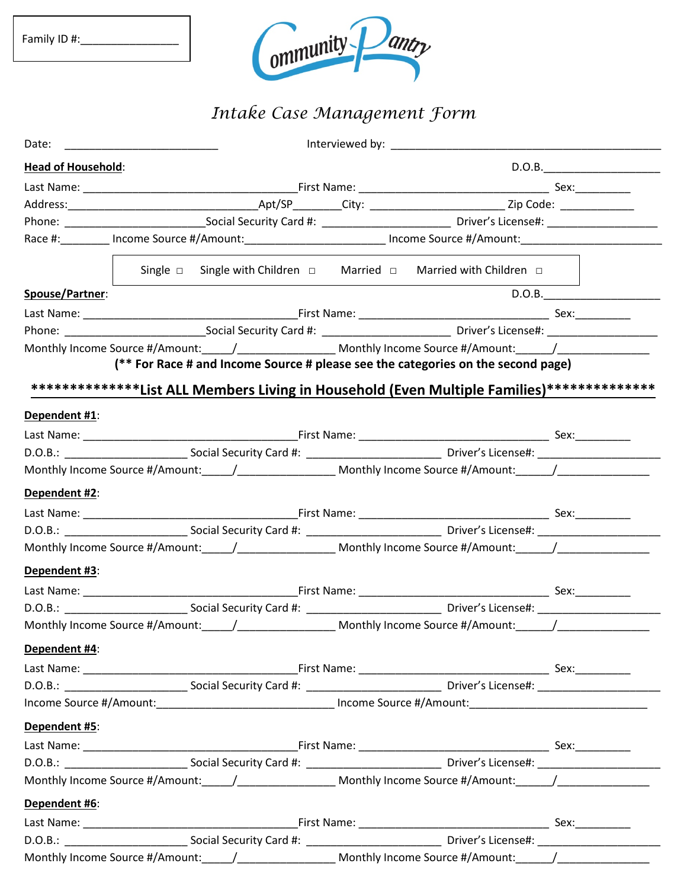Family ID #:________________

Community Pantry

# *Intake Case Management Form*

Date: __________________________ Interviewed by: ______________________________________________

**Head of Household**: D.O.B.____________________

Last Name: ____________________________________First Name: ________________________________ Sex:_________

Address:_______________________________Apt/SP________City: _______________________ Zip Code: ____________

Phone: _______________________Social Security Card #: ______________________ Driver's License#: ___________________

Race #:________ Income Source #/Amount:_______________________ Income Source #/Amount:________________________

Single ☐ Single with Children ☐ Married ☐ Married with Children ☐

**Spouse/Partner**: D.O.B.____________________

Last Name: ____________________________________First Name: ________________________________ Sex:_________

Phone: _______________________Social Security Card #: ______________________ Driver's License#: ___________________

Monthly Income Source #/Amount:_____/________________ Monthly Income Source #/Amount:______/_______________

**(** For Race # and Income Source # please see the categories on the second page)**

**\*\*\*\*\*\*\*\*\*\*\*\*\*\*List ALL Members Living in Household (Even Multiple Families)\*\*\*\*\*\*\*\*\*\*\*\*\*\***

**Dependent #1**:

Last Name: ____________________________________First Name: ________________________________ Sex:_________

D.O.B.: ____________________ Social Security Card #: ______________________ Driver's License#: ____________________

Monthly Income Source #/Amount:_____/________________ Monthly Income Source #/Amount:______/_______________

**Dependent #2**:

Last Name: ____________________________________First Name: ________________________________ Sex:_________

D.O.B.: ____________________ Social Security Card #: ______________________ Driver's License#: ____________________

Monthly Income Source #/Amount:_____/________________ Monthly Income Source #/Amount:______/_______________

**Dependent #3**:

Last Name: ____________________________________First Name: ________________________________ Sex:_________

D.O.B.: ____________________ Social Security Card #: ______________________ Driver's License#: ____________________

Monthly Income Source #/Amount:_____/________________ Monthly Income Source #/Amount:______/_______________

**Dependent #4**:

Last Name: ____________________________________First Name: ________________________________ Sex:_________

D.O.B.: ____________________ Social Security Card #: ______________________ Driver's License#: ____________________

Income Source #/Amount:______________________________ Income Source #/Amount:______________________________

**Dependent #5**:

Last Name: ____________________________________First Name: ________________________________ Sex:_________

D.O.B.: ____________________ Social Security Card #: ______________________ Driver's License#: ____________________

Monthly Income Source #/Amount:_____/________________ Monthly Income Source #/Amount:______/_______________

**Dependent #6**:

Last Name: ____________________________________First Name: ________________________________ Sex:_________

D.O.B.: ____________________ Social Security Card #: ______________________ Driver's License#: ____________________

Monthly Income Source #/Amount:_____/________________ Monthly Income Source #/Amount:______/_______________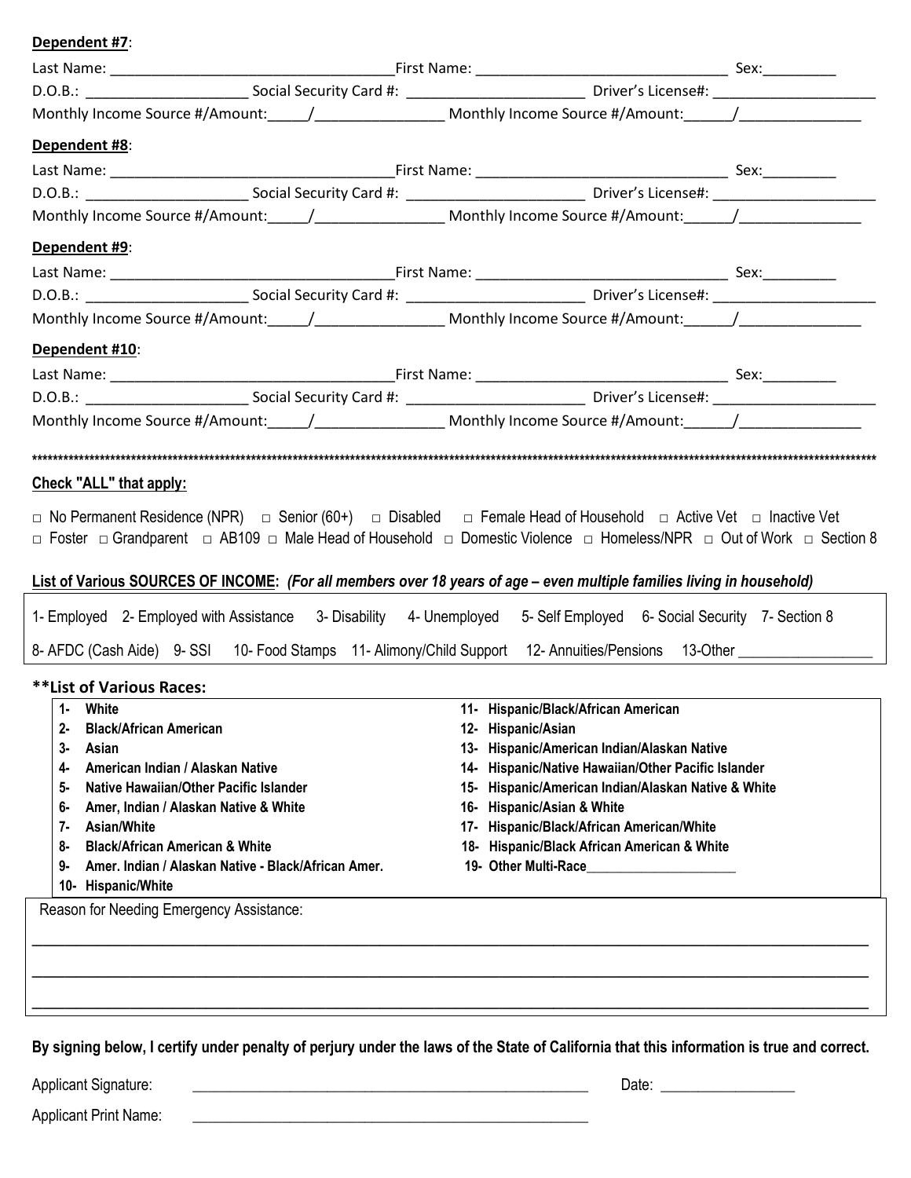**Dependent #7**:

Last Name: ___________________________________First Name: ______________________________ Sex:_________

D.O.B.: ____________________ Social Security Card #: ______________________ Driver's License#: ____________________

Monthly Income Source #/Amount:_____/________________ Monthly Income Source #/Amount:______/_______________

**Dependent #8**:

Last Name: ___________________________________First Name: ______________________________ Sex:_________

D.O.B.: ____________________ Social Security Card #: ______________________ Driver's License#: ____________________

Monthly Income Source #/Amount:_____/________________ Monthly Income Source #/Amount:______/_______________

**Dependent #9**:

Last Name: ___________________________________First Name: ______________________________ Sex:_________

D.O.B.: ____________________ Social Security Card #: ______________________ Driver's License#: ____________________

Monthly Income Source #/Amount:_____/________________ Monthly Income Source #/Amount:______/_______________

**Dependent #10**:

Last Name: ___________________________________First Name: ______________________________ Sex:_________

D.O.B.: ____________________ Social Security Card #: ______________________ Driver's License#: ____________________

Monthly Income Source #/Amount:_____/________________ Monthly Income Source #/Amount:______/_______________

***************************************************************************************************************************

**Check "ALL" that apply:**

□ No Permanent Residence (NPR) □ Senior (60+) □ Disabled □ Female Head of Household □ Active Vet □ Inactive Vet
□ Foster □ Grandparent □ AB109 □ Male Head of Household □ Domestic Violence □ Homeless/NPR □ Out of Work □ Section 8

**List of Various SOURCES OF INCOME:** ***(For all members over 18 years of age – even multiple families living in household)***

| 1- Employed | 2- Employed with Assistance | 3- Disability | 4- Unemployed | 5- Self Employed | 6- Social Security | 7- Section 8 |
|---|---|---|---|---|---|---|
| 8- AFDC (Cash Aide) | 9- SSI | 10- Food Stamps | 11- Alimony/Child Support | 12- Annuities/Pensions | 13-Other _________________ | |

**\*\*List of Various Races:**

| | |
|---|---|
| **1- White** | **11- Hispanic/Black/African American** |
| **2- Black/African American** | **12- Hispanic/Asian** |
| **3- Asian** | **13- Hispanic/American Indian/Alaskan Native** |
| **4- American Indian / Alaskan Native** | **14- Hispanic/Native Hawaiian/Other Pacific Islander** |
| **5- Native Hawaiian/Other Pacific Islander** | **15- Hispanic/American Indian/Alaskan Native & White** |
| **6- Amer, Indian / Alaskan Native & White** | **16- Hispanic/Asian & White** |
| **7- Asian/White** | **17- Hispanic/Black/African American/White** |
| **8- Black/African American & White** | **18- Hispanic/Black African American & White** |
| **9- Amer. Indian / Alaskan Native - Black/African Amer.** | **19- Other Multi-Race____________________** |
| **10- Hispanic/White** | |

Reason for Needing Emergency Assistance:

_____________________________________________________________________________________________________

_____________________________________________________________________________________________________

_____________________________________________________________________________________________________

**By signing below, I certify under penalty of perjury under the laws of the State of California that this information is true and correct.**

Applicant Signature: _____________________________________________________ Date: _________________

Applicant Print Name: _____________________________________________________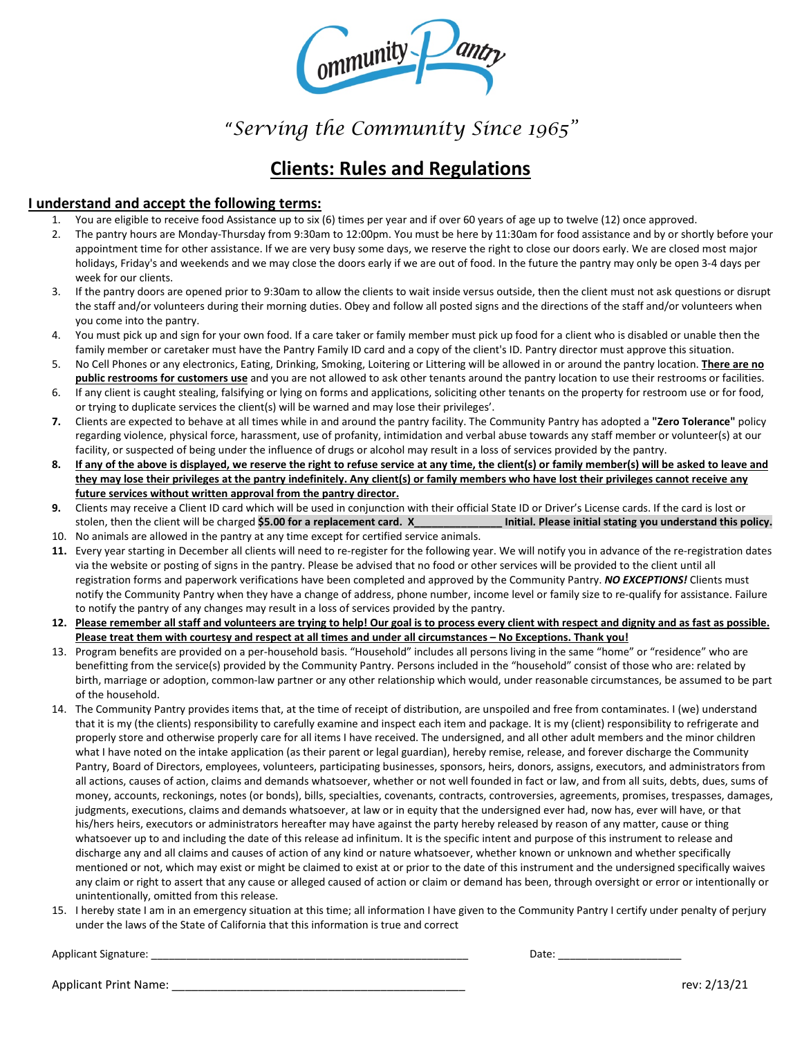Community Pantry

*"Serving the Community Since 1965"*

# Clients: Rules and Regulations

## I understand and accept the following terms:

1. You are eligible to receive food Assistance up to six (6) times per year and if over 60 years of age up to twelve (12) once approved.
2. The pantry hours are Monday-Thursday from 9:30am to 12:00pm. You must be here by 11:30am for food assistance and by or shortly before your appointment time for other assistance. If we are very busy some days, we reserve the right to close our doors early. We are closed most major holidays, Friday's and weekends and we may close the doors early if we are out of food. In the future the pantry may only be open 3-4 days per week for our clients.
3. If the pantry doors are opened prior to 9:30am to allow the clients to wait inside versus outside, then the client must not ask questions or disrupt the staff and/or volunteers during their morning duties. Obey and follow all posted signs and the directions of the staff and/or volunteers when you come into the pantry.
4. You must pick up and sign for your own food. If a care taker or family member must pick up food for a client who is disabled or unable then the family member or caretaker must have the Pantry Family ID card and a copy of the client's ID. Pantry director must approve this situation.
5. No Cell Phones or any electronics, Eating, Drinking, Smoking, Loitering or Littering will be allowed in or around the pantry location. **There are no public restrooms for customers use** and you are not allowed to ask other tenants around the pantry location to use their restrooms or facilities.
6. If any client is caught stealing, falsifying or lying on forms and applications, soliciting other tenants on the property for restroom use or for food, or trying to duplicate services the client(s) will be warned and may lose their privileges'.
7. Clients are expected to behave at all times while in and around the pantry facility. The Community Pantry has adopted a **"Zero Tolerance"** policy regarding violence, physical force, harassment, use of profanity, intimidation and verbal abuse towards any staff member or volunteer(s) at our facility, or suspected of being under the influence of drugs or alcohol may result in a loss of services provided by the pantry.
8. **If any of the above is displayed, we reserve the right to refuse service at any time, the client(s) or family member(s) will be asked to leave and they may lose their privileges at the pantry indefinitely. Any client(s) or family members who have lost their privileges cannot receive any future services without written approval from the pantry director.**
9. Clients may receive a Client ID card which will be used in conjunction with their official State ID or Driver's License cards. If the card is lost or stolen, then the client will be charged **$5.00 for a replacement card. X_______________ Initial. Please initial stating you understand this policy.**
10. No animals are allowed in the pantry at any time except for certified service animals.
11. Every year starting in December all clients will need to re-register for the following year. We will notify you in advance of the re-registration dates via the website or posting of signs in the pantry. Please be advised that no food or other services will be provided to the client until all registration forms and paperwork verifications have been completed and approved by the Community Pantry. ***NO EXCEPTIONS!*** Clients must notify the Community Pantry when they have a change of address, phone number, income level or family size to re-qualify for assistance. Failure to notify the pantry of any changes may result in a loss of services provided by the pantry.
12. **Please remember all staff and volunteers are trying to help! Our goal is to process every client with respect and dignity and as fast as possible. Please treat them with courtesy and respect at all times and under all circumstances – No Exceptions. Thank you!**
13. Program benefits are provided on a per-household basis. "Household" includes all persons living in the same "home" or "residence" who are benefitting from the service(s) provided by the Community Pantry. Persons included in the "household" consist of those who are: related by birth, marriage or adoption, common-law partner or any other relationship which would, under reasonable circumstances, be assumed to be part of the household.
14. The Community Pantry provides items that, at the time of receipt of distribution, are unspoiled and free from contaminates. I (we) understand that it is my (the clients) responsibility to carefully examine and inspect each item and package. It is my (client) responsibility to refrigerate and properly store and otherwise properly care for all items I have received. The undersigned, and all other adult members and the minor children what I have noted on the intake application (as their parent or legal guardian), hereby remise, release, and forever discharge the Community Pantry, Board of Directors, employees, volunteers, participating businesses, sponsors, heirs, donors, assigns, executors, and administrators from all actions, causes of action, claims and demands whatsoever, whether or not well founded in fact or law, and from all suits, debts, dues, sums of money, accounts, reckonings, notes (or bonds), bills, specialties, covenants, contracts, controversies, agreements, promises, trespasses, damages, judgments, executions, claims and demands whatsoever, at law or in equity that the undersigned ever had, now has, ever will have, or that his/hers heirs, executors or administrators hereafter may have against the party hereby released by reason of any matter, cause or thing whatsoever up to and including the date of this release ad infinitum. It is the specific intent and purpose of this instrument to release and discharge any and all claims and causes of action of any kind or nature whatsoever, whether known or unknown and whether specifically mentioned or not, which may exist or might be claimed to exist at or prior to the date of this instrument and the undersigned specifically waives any claim or right to assert that any cause or alleged caused of action or claim or demand has been, through oversight or error or intentionally or unintentionally, omitted from this release.
15. I hereby state I am in an emergency situation at this time; all information I have given to the Community Pantry I certify under penalty of perjury under the laws of the State of California that this information is true and correct

Applicant Signature: _______________________________________________________ Date: ____________________

Applicant Print Name: ________________________________________________

rev: 2/13/21